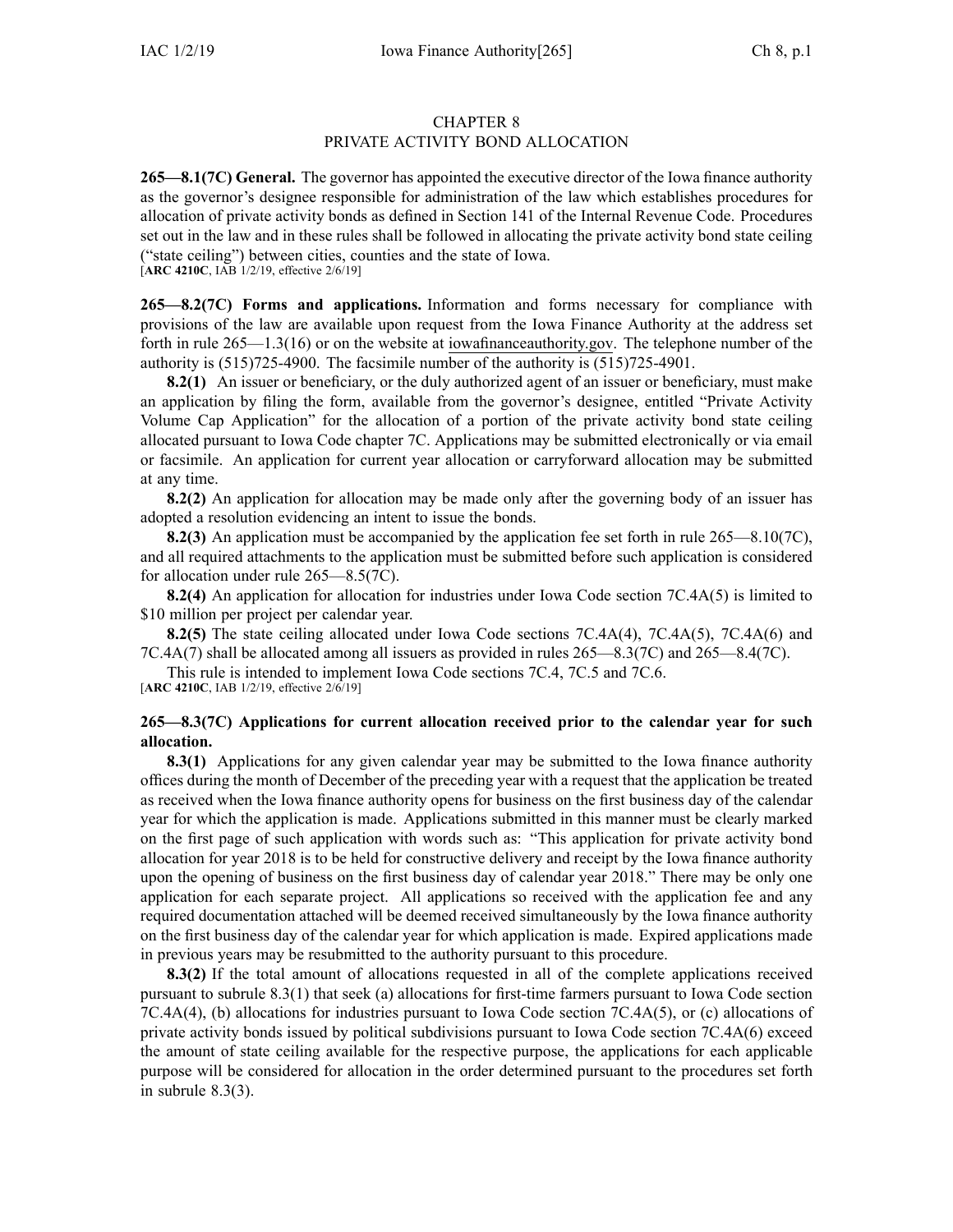# CHAPTER 8
# PRIVATE ACTIVITY BOND ALLOCATION

**265—8.1(7C) General.** The governor has appointed the executive director of the Iowa finance authority as the governor's designee responsible for administration of the law which establishes procedures for allocation of private activity bonds as defined in Section 141 of the Internal Revenue Code. Procedures set out in the law and in these rules shall be followed in allocating the private activity bond state ceiling ("state ceiling") between cities, counties and the state of Iowa.
[**ARC 4210C**, IAB 1/2/19, effective 2/6/19]

**265—8.2(7C) Forms and applications.** Information and forms necessary for compliance with provisions of the law are available upon request from the Iowa Finance Authority at the address set forth in rule 265—1.3(16) or on the website at iowafinanceauthority.gov. The telephone number of the authority is (515)725-4900. The facsimile number of the authority is (515)725-4901.

**8.2(1)** An issuer or beneficiary, or the duly authorized agent of an issuer or beneficiary, must make an application by filing the form, available from the governor's designee, entitled "Private Activity Volume Cap Application" for the allocation of a portion of the private activity bond state ceiling allocated pursuant to Iowa Code chapter 7C. Applications may be submitted electronically or via email or facsimile. An application for current year allocation or carryforward allocation may be submitted at any time.

**8.2(2)** An application for allocation may be made only after the governing body of an issuer has adopted a resolution evidencing an intent to issue the bonds.

**8.2(3)** An application must be accompanied by the application fee set forth in rule 265—8.10(7C), and all required attachments to the application must be submitted before such application is considered for allocation under rule 265—8.5(7C).

**8.2(4)** An application for allocation for industries under Iowa Code section 7C.4A(5) is limited to \$10 million per project per calendar year.

**8.2(5)** The state ceiling allocated under Iowa Code sections 7C.4A(4), 7C.4A(5), 7C.4A(6) and 7C.4A(7) shall be allocated among all issuers as provided in rules 265—8.3(7C) and 265—8.4(7C).

This rule is intended to implement Iowa Code sections 7C.4, 7C.5 and 7C.6.
[**ARC 4210C**, IAB 1/2/19, effective 2/6/19]

**265—8.3(7C) Applications for current allocation received prior to the calendar year for such allocation.**

**8.3(1)** Applications for any given calendar year may be submitted to the Iowa finance authority offices during the month of December of the preceding year with a request that the application be treated as received when the Iowa finance authority opens for business on the first business day of the calendar year for which the application is made. Applications submitted in this manner must be clearly marked on the first page of such application with words such as: "This application for private activity bond allocation for year 2018 is to be held for constructive delivery and receipt by the Iowa finance authority upon the opening of business on the first business day of calendar year 2018." There may be only one application for each separate project. All applications so received with the application fee and any required documentation attached will be deemed received simultaneously by the Iowa finance authority on the first business day of the calendar year for which application is made. Expired applications made in previous years may be resubmitted to the authority pursuant to this procedure.

**8.3(2)** If the total amount of allocations requested in all of the complete applications received pursuant to subrule 8.3(1) that seek (a) allocations for first-time farmers pursuant to Iowa Code section 7C.4A(4), (b) allocations for industries pursuant to Iowa Code section 7C.4A(5), or (c) allocations of private activity bonds issued by political subdivisions pursuant to Iowa Code section 7C.4A(6) exceed the amount of state ceiling available for the respective purpose, the applications for each applicable purpose will be considered for allocation in the order determined pursuant to the procedures set forth in subrule 8.3(3).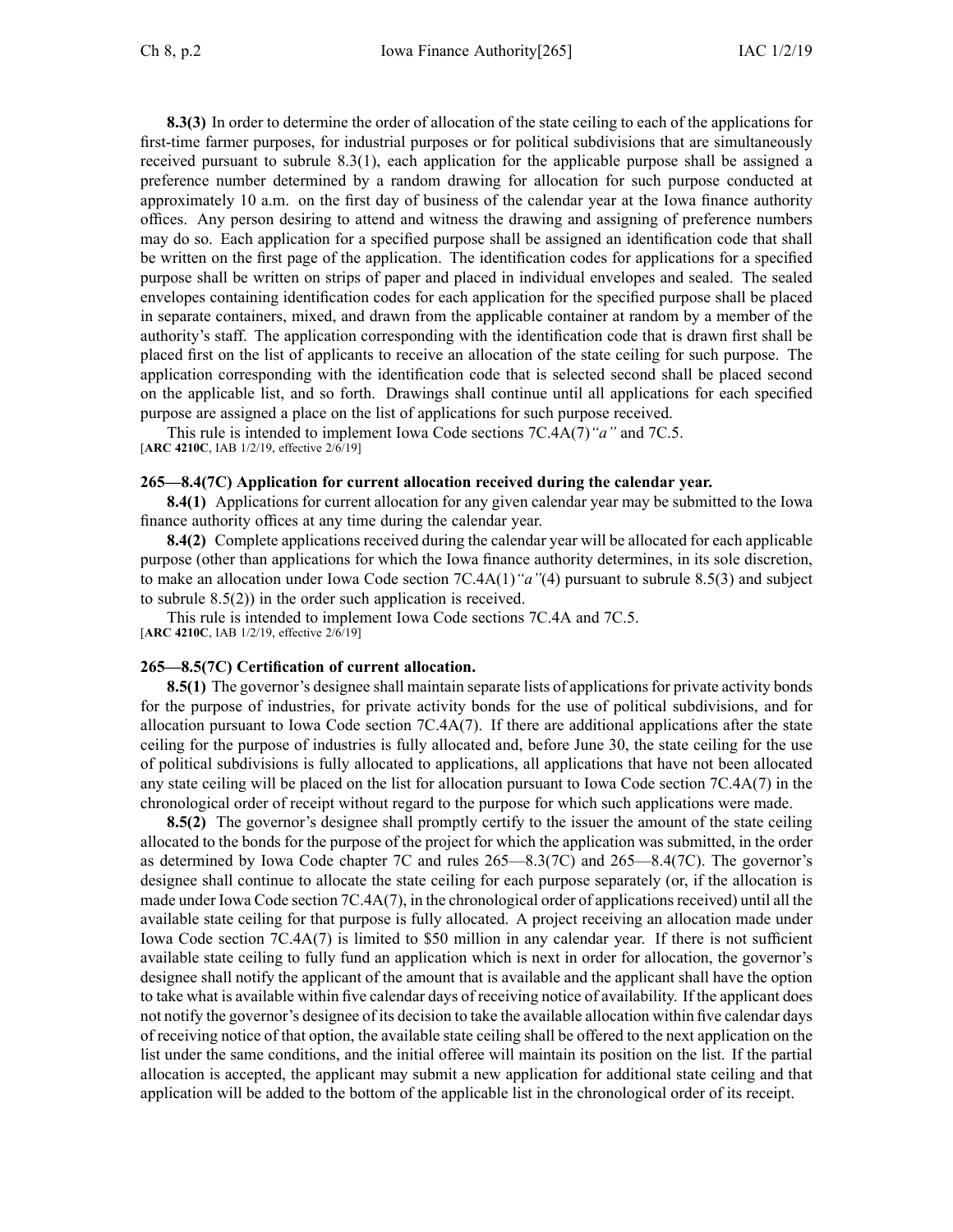**8.3(3)** In order to determine the order of allocation of the state ceiling to each of the applications for first-time farmer purposes, for industrial purposes or for political subdivisions that are simultaneously received pursuant to subrule 8.3(1), each application for the applicable purpose shall be assigned a preference number determined by a random drawing for allocation for such purpose conducted at approximately 10 a.m. on the first day of business of the calendar year at the Iowa finance authority offices. Any person desiring to attend and witness the drawing and assigning of preference numbers may do so. Each application for a specified purpose shall be assigned an identification code that shall be written on the first page of the application. The identification codes for applications for a specified purpose shall be written on strips of paper and placed in individual envelopes and sealed. The sealed envelopes containing identification codes for each application for the specified purpose shall be placed in separate containers, mixed, and drawn from the applicable container at random by a member of the authority's staff. The application corresponding with the identification code that is drawn first shall be placed first on the list of applicants to receive an allocation of the state ceiling for such purpose. The application corresponding with the identification code that is selected second shall be placed second on the applicable list, and so forth. Drawings shall continue until all applications for each specified purpose are assigned a place on the list of applications for such purpose received.

This rule is intended to implement Iowa Code sections 7C.4A(7)*"a"* and 7C.5.
[**ARC 4210C**, IAB 1/2/19, effective 2/6/19]

**265—8.4(7C) Application for current allocation received during the calendar year.**

**8.4(1)** Applications for current allocation for any given calendar year may be submitted to the Iowa finance authority offices at any time during the calendar year.

**8.4(2)** Complete applications received during the calendar year will be allocated for each applicable purpose (other than applications for which the Iowa finance authority determines, in its sole discretion, to make an allocation under Iowa Code section 7C.4A(1)*"a"*(4) pursuant to subrule 8.5(3) and subject to subrule 8.5(2)) in the order such application is received.

This rule is intended to implement Iowa Code sections 7C.4A and 7C.5.
[**ARC 4210C**, IAB 1/2/19, effective 2/6/19]

**265—8.5(7C) Certification of current allocation.**

**8.5(1)** The governor's designee shall maintain separate lists of applications for private activity bonds for the purpose of industries, for private activity bonds for the use of political subdivisions, and for allocation pursuant to Iowa Code section 7C.4A(7). If there are additional applications after the state ceiling for the purpose of industries is fully allocated and, before June 30, the state ceiling for the use of political subdivisions is fully allocated to applications, all applications that have not been allocated any state ceiling will be placed on the list for allocation pursuant to Iowa Code section 7C.4A(7) in the chronological order of receipt without regard to the purpose for which such applications were made.

**8.5(2)** The governor's designee shall promptly certify to the issuer the amount of the state ceiling allocated to the bonds for the purpose of the project for which the application was submitted, in the order as determined by Iowa Code chapter 7C and rules 265—8.3(7C) and 265—8.4(7C). The governor's designee shall continue to allocate the state ceiling for each purpose separately (or, if the allocation is made under Iowa Code section 7C.4A(7), in the chronological order of applications received) until all the available state ceiling for that purpose is fully allocated. A project receiving an allocation made under Iowa Code section 7C.4A(7) is limited to $50 million in any calendar year. If there is not sufficient available state ceiling to fully fund an application which is next in order for allocation, the governor's designee shall notify the applicant of the amount that is available and the applicant shall have the option to take what is available within five calendar days of receiving notice of availability. If the applicant does not notify the governor's designee of its decision to take the available allocation within five calendar days of receiving notice of that option, the available state ceiling shall be offered to the next application on the list under the same conditions, and the initial offeree will maintain its position on the list. If the partial allocation is accepted, the applicant may submit a new application for additional state ceiling and that application will be added to the bottom of the applicable list in the chronological order of its receipt.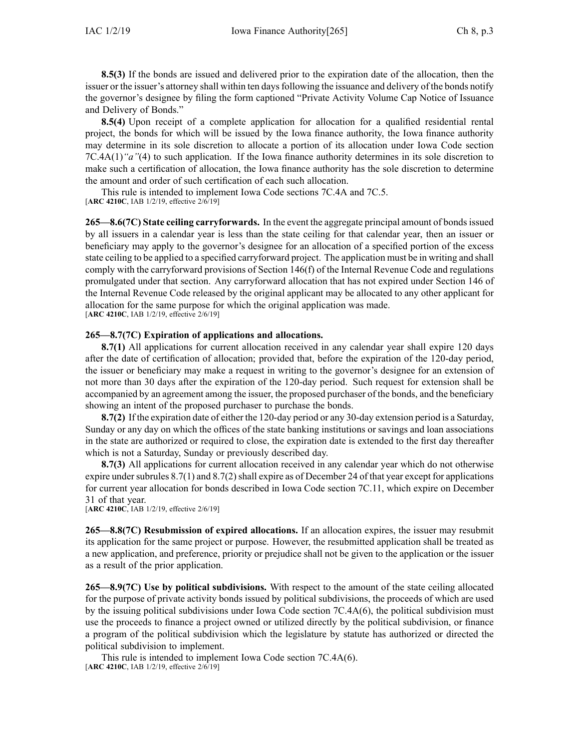**8.5(3)** If the bonds are issued and delivered prior to the expiration date of the allocation, then the issuer or the issuer's attorney shall within ten days following the issuance and delivery of the bonds notify the governor's designee by filing the form captioned "Private Activity Volume Cap Notice of Issuance and Delivery of Bonds."

**8.5(4)** Upon receipt of a complete application for allocation for a qualified residential rental project, the bonds for which will be issued by the Iowa finance authority, the Iowa finance authority may determine in its sole discretion to allocate a portion of its allocation under Iowa Code section 7C.4A(1)*"a"*(4) to such application. If the Iowa finance authority determines in its sole discretion to make such a certification of allocation, the Iowa finance authority has the sole discretion to determine the amount and order of such certification of each such allocation.

This rule is intended to implement Iowa Code sections 7C.4A and 7C.5.
[**ARC 4210C**, IAB 1/2/19, effective 2/6/19]

**265—8.6(7C) State ceiling carryforwards.** In the event the aggregate principal amount of bonds issued by all issuers in a calendar year is less than the state ceiling for that calendar year, then an issuer or beneficiary may apply to the governor's designee for an allocation of a specified portion of the excess state ceiling to be applied to a specified carryforward project. The application must be in writing and shall comply with the carryforward provisions of Section 146(f) of the Internal Revenue Code and regulations promulgated under that section. Any carryforward allocation that has not expired under Section 146 of the Internal Revenue Code released by the original applicant may be allocated to any other applicant for allocation for the same purpose for which the original application was made.
[**ARC 4210C**, IAB 1/2/19, effective 2/6/19]

**265—8.7(7C) Expiration of applications and allocations.**

**8.7(1)** All applications for current allocation received in any calendar year shall expire 120 days after the date of certification of allocation; provided that, before the expiration of the 120-day period, the issuer or beneficiary may make a request in writing to the governor's designee for an extension of not more than 30 days after the expiration of the 120-day period. Such request for extension shall be accompanied by an agreement among the issuer, the proposed purchaser of the bonds, and the beneficiary showing an intent of the proposed purchaser to purchase the bonds.

**8.7(2)** If the expiration date of either the 120-day period or any 30-day extension period is a Saturday, Sunday or any day on which the offices of the state banking institutions or savings and loan associations in the state are authorized or required to close, the expiration date is extended to the first day thereafter which is not a Saturday, Sunday or previously described day.

**8.7(3)** All applications for current allocation received in any calendar year which do not otherwise expire under subrules 8.7(1) and 8.7(2) shall expire as of December 24 of that year except for applications for current year allocation for bonds described in Iowa Code section 7C.11, which expire on December 31 of that year.
[**ARC 4210C**, IAB 1/2/19, effective 2/6/19]

**265—8.8(7C) Resubmission of expired allocations.** If an allocation expires, the issuer may resubmit its application for the same project or purpose. However, the resubmitted application shall be treated as a new application, and preference, priority or prejudice shall not be given to the application or the issuer as a result of the prior application.

**265—8.9(7C) Use by political subdivisions.** With respect to the amount of the state ceiling allocated for the purpose of private activity bonds issued by political subdivisions, the proceeds of which are used by the issuing political subdivisions under Iowa Code section 7C.4A(6), the political subdivision must use the proceeds to finance a project owned or utilized directly by the political subdivision, or finance a program of the political subdivision which the legislature by statute has authorized or directed the political subdivision to implement.

This rule is intended to implement Iowa Code section 7C.4A(6).
[**ARC 4210C**, IAB 1/2/19, effective 2/6/19]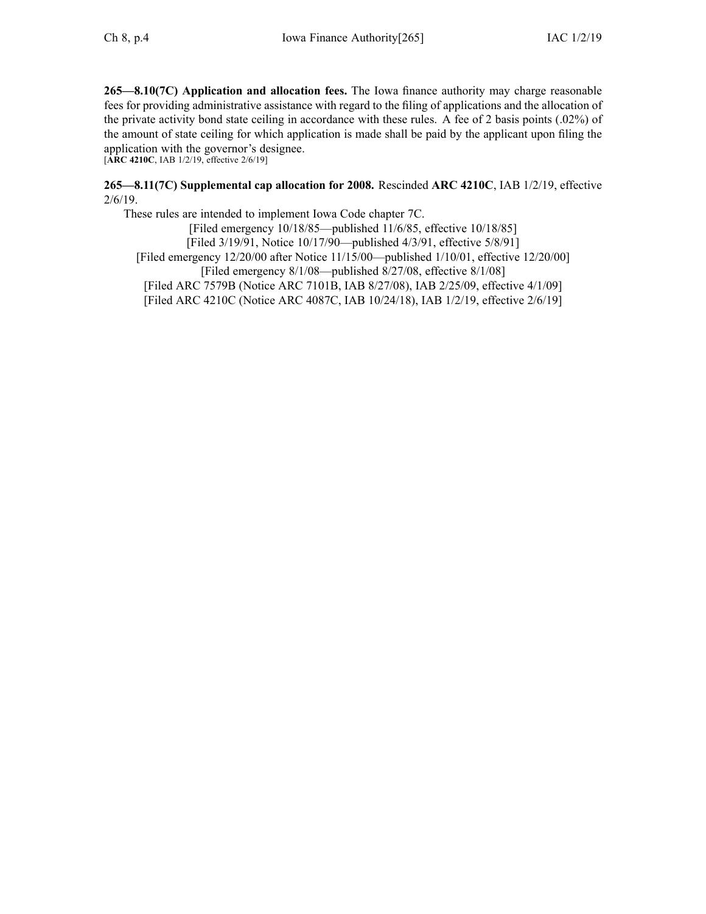**265—8.10(7C) Application and allocation fees.** The Iowa finance authority may charge reasonable fees for providing administrative assistance with regard to the filing of applications and the allocation of the private activity bond state ceiling in accordance with these rules. A fee of 2 basis points (.02%) of the amount of state ceiling for which application is made shall be paid by the applicant upon filing the application with the governor's designee.
[**ARC 4210C**, IAB 1/2/19, effective 2/6/19]

**265—8.11(7C) Supplemental cap allocation for 2008.** Rescinded **ARC 4210C**, IAB 1/2/19, effective 2/6/19.

These rules are intended to implement Iowa Code chapter 7C.

[Filed emergency 10/18/85—published 11/6/85, effective 10/18/85]
[Filed 3/19/91, Notice 10/17/90—published 4/3/91, effective 5/8/91]
[Filed emergency 12/20/00 after Notice 11/15/00—published 1/10/01, effective 12/20/00]
[Filed emergency 8/1/08—published 8/27/08, effective 8/1/08]
[Filed ARC 7579B (Notice ARC 7101B, IAB 8/27/08), IAB 2/25/09, effective 4/1/09]
[Filed ARC 4210C (Notice ARC 4087C, IAB 10/24/18), IAB 1/2/19, effective 2/6/19]